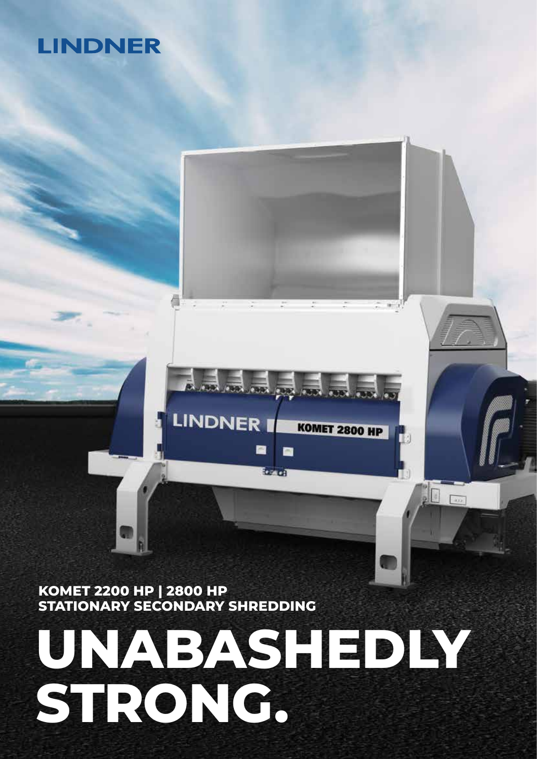LINDNER

KOMET 2200 HP | 2800 HP
STATIONARY SECONDARY SHREDDING

# UNABASHEDLY STRONG.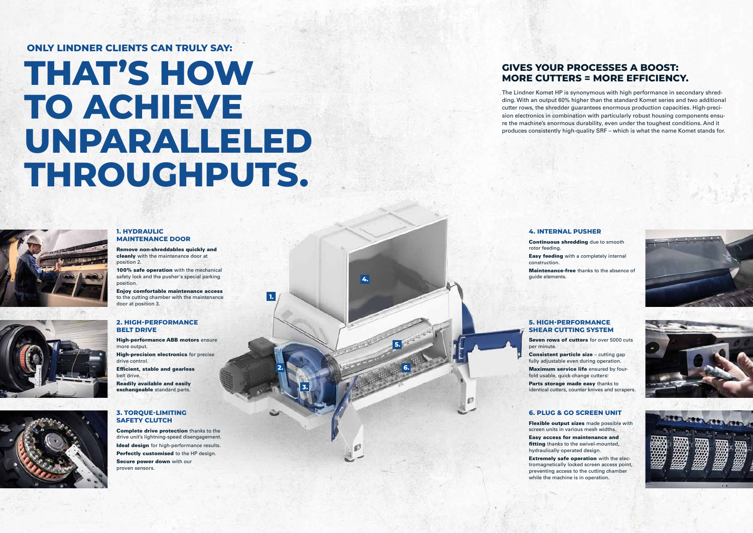**ONLY LINDNER CLIENTS CAN TRULY SAY:**

# THAT'S HOW TO ACHIEVE UNPARALLELED THROUGHPUTS.

## GIVES YOUR PROCESSES A BOOST: MORE CUTTERS = MORE EFFICIENCY.

The Lindner Komet HP is synonymous with high performance in secondary shredding. With an output 60% higher than the standard Komet series and two additional cutter rows, the shredder guarantees enormous production capacities. High-precision electronics in combination with particularly robust housing components ensure the machine's enormous durability, even under the toughest conditions. And it produces consistently high-quality SRF – which is what the name Komet stands for.

### 1. HYDRAULIC MAINTENANCE DOOR

**Remove non-shreddables quickly and cleanly** with the maintenance door at position 2.

**100% safe operation** with the mechanical safety lock and the pusher's special parking position.

**Enjoy comfortable maintenance access** to the cutting chamber with the maintenance door at position 3.

### 2. HIGH-PERFORMANCE BELT DRIVE

**High-performance ABB motors** ensure more output.

**High-precision electronics** for precise drive control.

**Efficient, stable and gearless** belt drive.

**Readily available and easily exchangeable** standard parts.

### 3. TORQUE-LIMITING SAFETY CLUTCH

**Complete drive protection** thanks to the drive unit's lightning-speed disengagement.

**Ideal design** for high-performance results.

**Perfectly customised** to the HP design.

**Secure power down** with our proven sensors.

### 4. INTERNAL PUSHER

**Continuous shredding** due to smooth rotor feeding.

**Easy feeding** with a completely internal construction.

**Maintenance-free** thanks to the absence of guide elements.

### 5. HIGH-PERFORMANCE SHEAR CUTTING SYSTEM

**Seven rows of cutters** for over 5000 cuts per minute.

**Consistent particle size** – cutting gap fully adjustable even during operation.

**Maximum service life** ensured by four-fold usable, quick-change cutters.

**Parts storage made easy** thanks to identical cutters, counter knives and scrapers.

### 6. PLUG & GO SCREEN UNIT

**Flexible output sizes** made possible with screen units in various mesh widths.

**Easy access for maintenance and fitting** thanks to the swivel-mounted, hydraulically operated design.

**Extremely safe operation** with the electromagnetically locked screen access point, preventing access to the cutting chamber while the machine is in operation.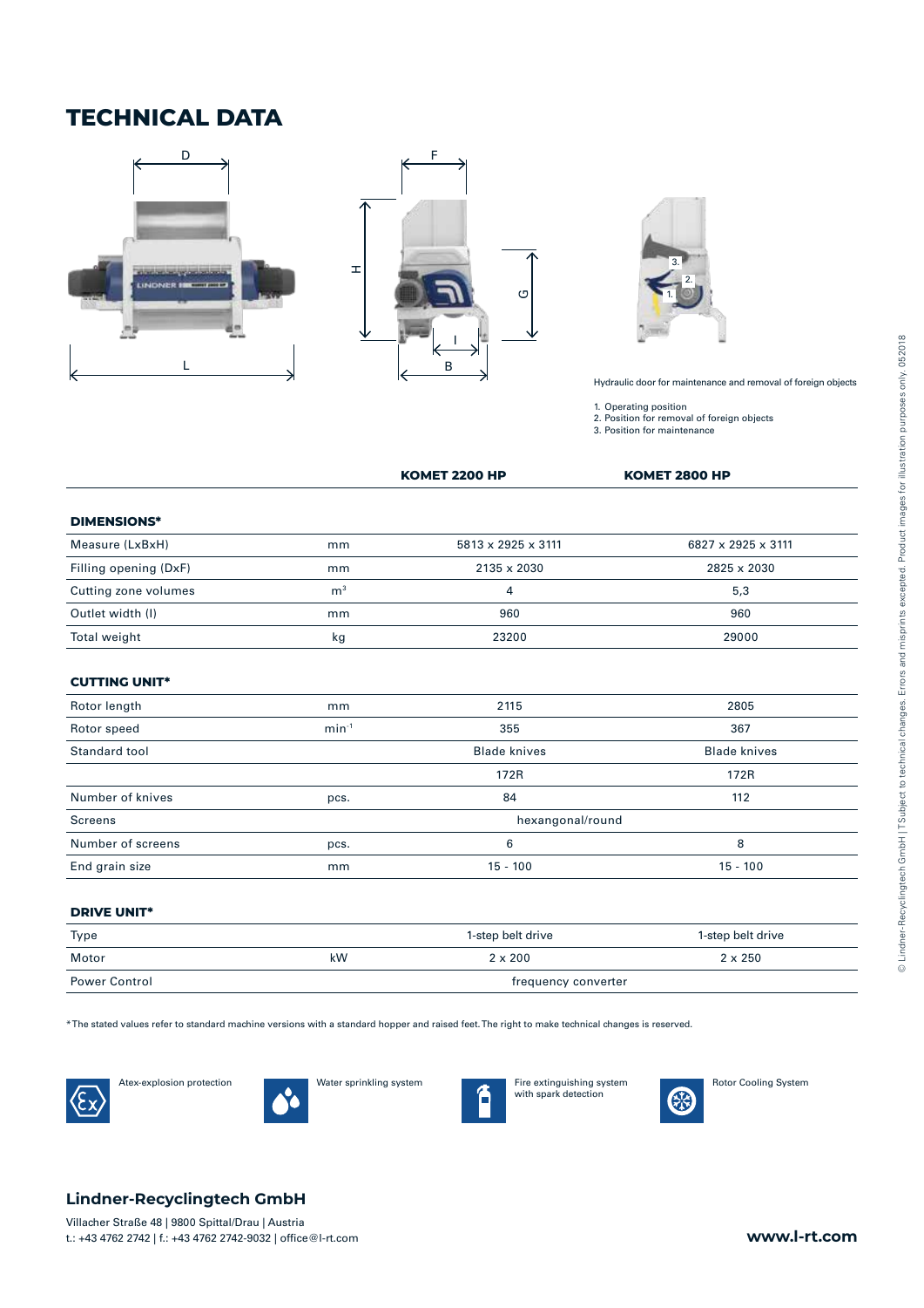# TECHNICAL DATA

D

F

H

G

I

B

L

3.

2.

1.

Hydraulic door for maintenance and removal of foreign objects

1. Operating position
2. Position for removal of foreign objects
3. Position for maintenance

| | | KOMET 2200 HP | KOMET 2800 HP |
|---|---|---|---|
| **DIMENSIONS*** | | | |
| Measure (LxBxH) | mm | 5813 x 2925 x 3111 | 6827 x 2925 x 3111 |
| Filling opening (DxF) | mm | 2135 x 2030 | 2825 x 2030 |
| Cutting zone volumes | $m^3$ | 4 | 5,3 |
| Outlet width (I) | mm | 960 | 960 |
| Total weight | kg | 23200 | 29000 |
| **CUTTING UNIT*** | | | |
| Rotor length | mm | 2115 | 2805 |
| Rotor speed | $min^{-1}$ | 355 | 367 |
| Standard tool | | Blade knives | Blade knives |
| | | 172R | 172R |
| Number of knives | pcs. | 84 | 112 |
| Screens | | hexangonal/round | |
| Number of screens | pcs. | 6 | 8 |
| End grain size | mm | 15 - 100 | 15 - 100 |
| **DRIVE UNIT*** | | | |
| Type | | 1-step belt drive | 1-step belt drive |
| Motor | kW | 2 x 200 | 2 x 250 |
| Power Control | | frequency converter | |

*The stated values refer to standard machine versions with a standard hopper and raised feet. The right to make technical changes is reserved.

Atex-explosion protection

Water sprinkling system

Fire extinguishing system with spark detection

Rotor Cooling System

**Lindner-Recyclingtech GmbH**

Villacher Straße 48 | 9800 Spittal/Drau | Austria
t.: +43 4762 2742 | f.: +43 4762 2742-9032 | office@l-rt.com

**www.l-rt.com**

© Lindner-Recyclingtech GmbH | TSubject to technical changes. Errors and misprints excepted. Product images for illustration purposes only. 052018